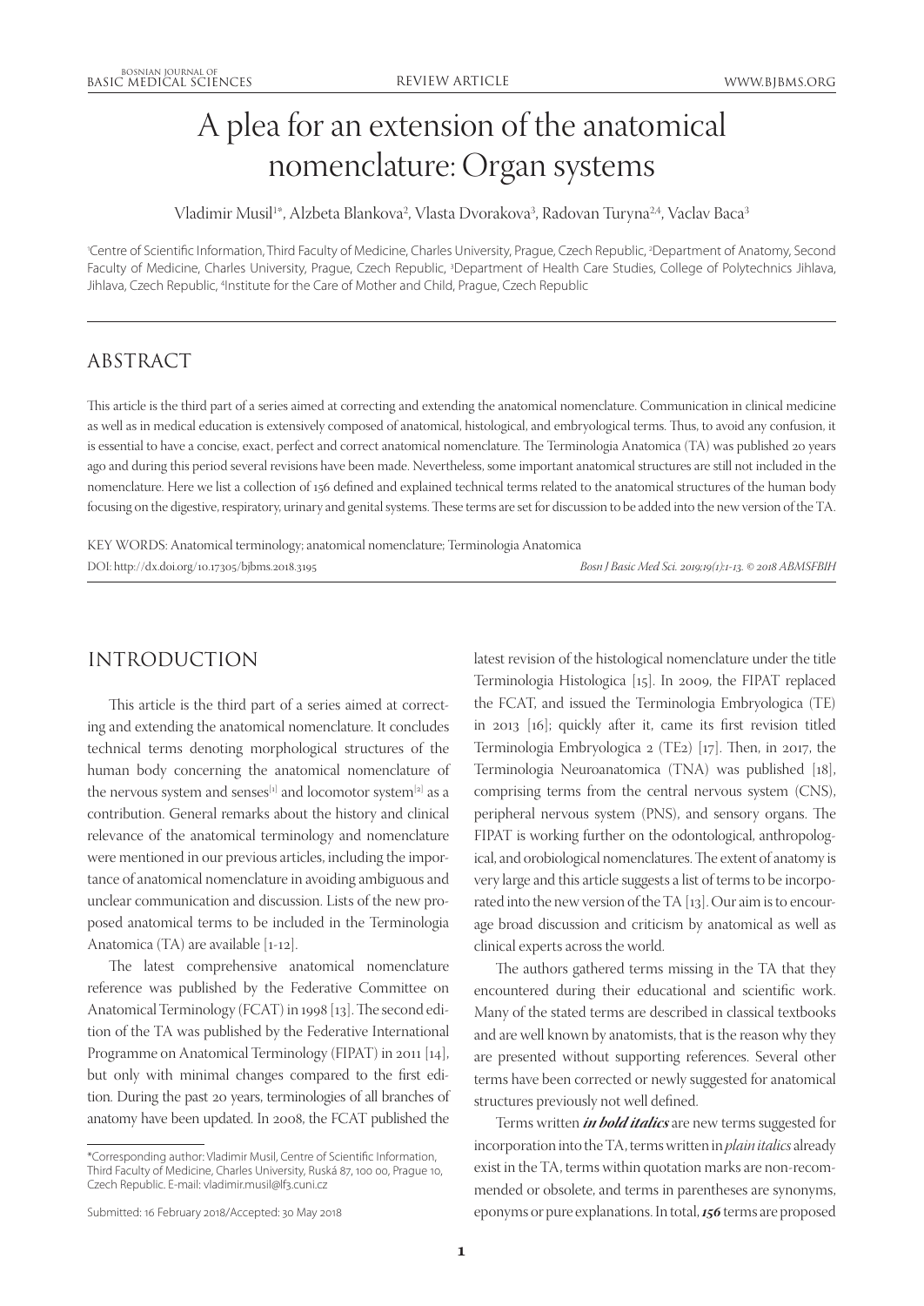# A plea for an extension of the anatomical nomenclature: Organ systems

Vladimir Musil[1*], Alzbeta Blankova[2], Vlasta Dvorakova[3], Radovan Turyna[2,4], Vaclav Baca[3]

[1]Centre of Scientific Information, Third Faculty of Medicine, Charles University, Prague, Czech Republic, [2]Department of Anatomy, Second Faculty of Medicine, Charles University, Prague, Czech Republic, [3]Department of Health Care Studies, College of Polytechnics Jihlava, Jihlava, Czech Republic, [4]Institute for the Care of Mother and Child, Prague, Czech Republic

## ABSTRACT

This article is the third part of a series aimed at correcting and extending the anatomical nomenclature. Communication in clinical medicine as well as in medical education is extensively composed of anatomical, histological, and embryological terms. Thus, to avoid any confusion, it is essential to have a concise, exact, perfect and correct anatomical nomenclature. The Terminologia Anatomica (TA) was published 20 years ago and during this period several revisions have been made. Nevertheless, some important anatomical structures are still not included in the nomenclature. Here we list a collection of 156 defined and explained technical terms related to the anatomical structures of the human body focusing on the digestive, respiratory, urinary and genital systems. These terms are set for discussion to be added into the new version of the TA.

KEY WORDS: Anatomical terminology; anatomical nomenclature; Terminologia Anatomica

DOI: http://dx.doi.org/10.17305/bjbms.2018.3195

*Bosn J Basic Med Sci. 2019;19(1):1-13. © 2018 ABMSFBIH*

## INTRODUCTION

This article is the third part of a series aimed at correcting and extending the anatomical nomenclature. It concludes technical terms denoting morphological structures of the human body concerning the anatomical nomenclature of the nervous system and senses[1] and locomotor system[2] as a contribution. General remarks about the history and clinical relevance of the anatomical terminology and nomenclature were mentioned in our previous articles, including the importance of anatomical nomenclature in avoiding ambiguous and unclear communication and discussion. Lists of the new proposed anatomical terms to be included in the Terminologia Anatomica (TA) are available [1-12].

The latest comprehensive anatomical nomenclature reference was published by the Federative Committee on Anatomical Terminology (FCAT) in 1998 [13]. The second edition of the TA was published by the Federative International Programme on Anatomical Terminology (FIPAT) in 2011 [14], but only with minimal changes compared to the first edition. During the past 20 years, terminologies of all branches of anatomy have been updated. In 2008, the FCAT published the latest revision of the histological nomenclature under the title Terminologia Histologica [15]. In 2009, the FIPAT replaced the FCAT, and issued the Terminologia Embryologica (TE) in 2013 [16]; quickly after it, came its first revision titled Terminologia Embryologica 2 (TE2) [17]. Then, in 2017, the Terminologia Neuroanatomica (TNA) was published [18], comprising terms from the central nervous system (CNS), peripheral nervous system (PNS), and sensory organs. The FIPAT is working further on the odontological, anthropological, and orobiological nomenclatures. The extent of anatomy is very large and this article suggests a list of terms to be incorporated into the new version of the TA [13]. Our aim is to encourage broad discussion and criticism by anatomical as well as clinical experts across the world.

The authors gathered terms missing in the TA that they encountered during their educational and scientific work. Many of the stated terms are described in classical textbooks and are well known by anatomists, that is the reason why they are presented without supporting references. Several other terms have been corrected or newly suggested for anatomical structures previously not well defined.

Terms written ***in bold italics*** are new terms suggested for incorporation into the TA, terms written in *plain italics* already exist in the TA, terms within quotation marks are non-recommended or obsolete, and terms in parentheses are synonyms, eponyms or pure explanations. In total, ***156*** terms are proposed

---

*Corresponding author: Vladimir Musil, Centre of Scientific Information, Third Faculty of Medicine, Charles University, Ruská 87, 100 00, Prague 10, Czech Republic. E-mail: vladimir.musil@lf3.cuni.cz

Submitted: 16 February 2018/Accepted: 30 May 2018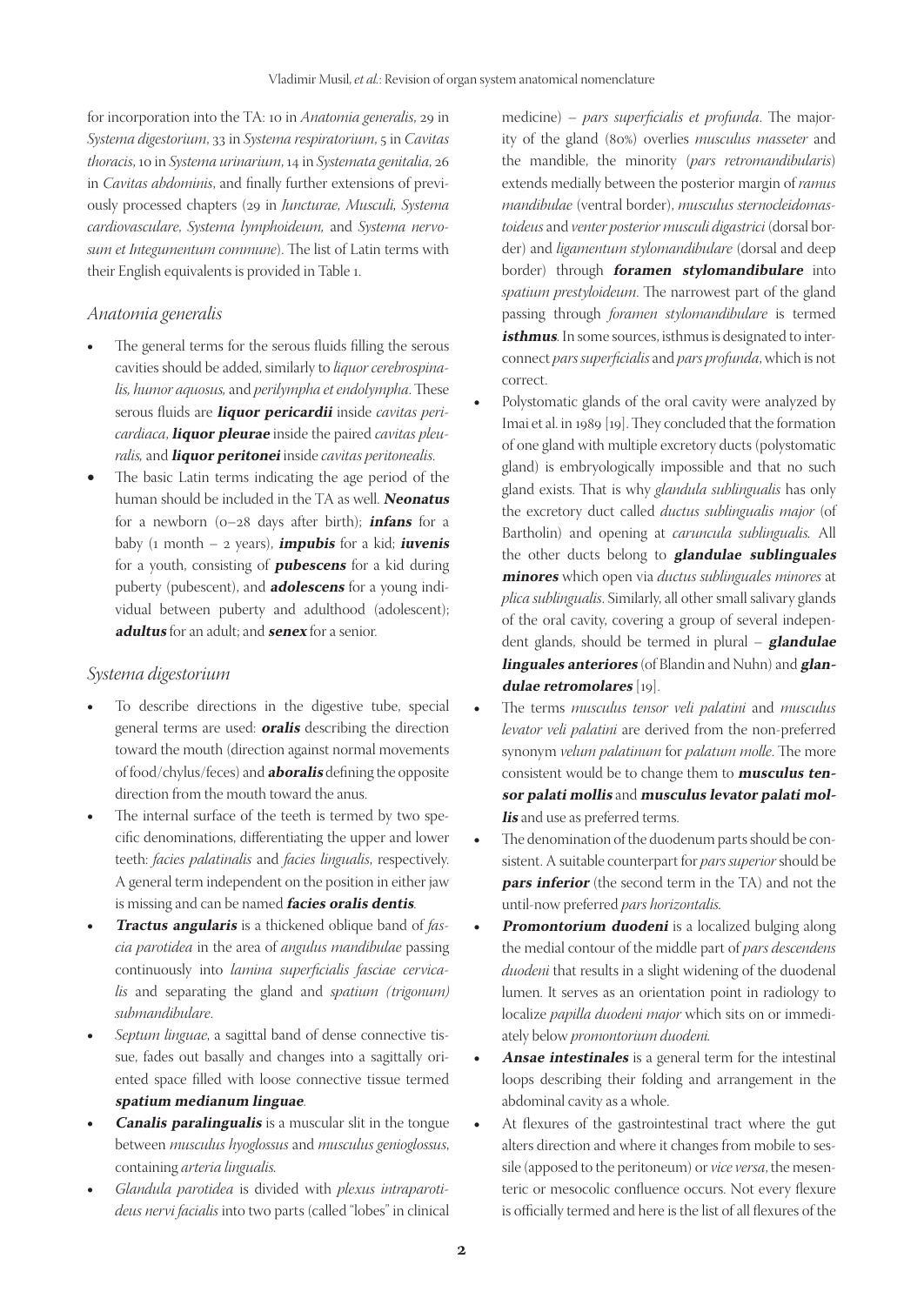for incorporation into the TA: 10 in *Anatomia generalis*, 29 in *Systema digestorium*, 33 in *Systema respiratorium*, 5 in *Cavitas thoracis*, 10 in *Systema urinarium*, 14 in *Systemata genitalia*, 26 in *Cavitas abdominis*, and finally further extensions of previously processed chapters (29 in *Juncturae, Musculi, Systema cardiovasculare, Systema lymphoideum,* and *Systema nervosum et Integumentum commune*). The list of Latin terms with their English equivalents is provided in Table 1.

## *Anatomia generalis*

- The general terms for the serous fluids filling the serous cavities should be added, similarly to *liquor cerebrospinalis, humor aquosus,* and *perilympha et endolympha*. These serous fluids are ***liquor pericardii*** inside *cavitas pericardiaca*, ***liquor pleurae*** inside the paired *cavitas pleuralis,* and ***liquor peritonei*** inside *cavitas peritonealis.*
- The basic Latin terms indicating the age period of the human should be included in the TA as well. ***Neonatus*** for a newborn (0–28 days after birth); ***infans*** for a baby (1 month – 2 years), ***impubis*** for a kid; ***iuvenis*** for a youth, consisting of ***pubescens*** for a kid during puberty (pubescent), and ***adolescens*** for a young individual between puberty and adulthood (adolescent); ***adultus*** for an adult; and ***senex*** for a senior.

## *Systema digestorium*

- To describe directions in the digestive tube, special general terms are used: ***oralis*** describing the direction toward the mouth (direction against normal movements of food/chylus/feces) and ***aboralis*** defining the opposite direction from the mouth toward the anus.
- The internal surface of the teeth is termed by two specific denominations, differentiating the upper and lower teeth: *facies palatinalis* and *facies lingualis*, respectively. A general term independent on the position in either jaw is missing and can be named ***facies oralis dentis***.
- ***Tractus angularis*** is a thickened oblique band of *fascia parotidea* in the area of *angulus mandibulae* passing continuously into *lamina superficialis fasciae cervicalis* and separating the gland and *spatium (trigonum) submandibulare*.
- *Septum linguae*, a sagittal band of dense connective tissue, fades out basally and changes into a sagittally oriented space filled with loose connective tissue termed ***spatium medianum linguae***.
- ***Canalis paralingualis*** is a muscular slit in the tongue between *musculus hyoglossus* and *musculus genioglossus*, containing *arteria lingualis.*
- *Glandula parotidea* is divided with *plexus intraparotideus nervi facialis* into two parts (called "lobes" in clinical medicine) – *pars superficialis et profunda*. The majority of the gland (80%) overlies *musculus masseter* and the mandible, the minority (*pars retromandibularis*) extends medially between the posterior margin of *ramus mandibulae* (ventral border), *musculus sternocleidomastoideus* and *venter posterior musculi digastrici* (dorsal border) and *ligamentum stylomandibulare* (dorsal and deep border) through ***foramen stylomandibulare*** into *spatium prestyloideum*. The narrowest part of the gland passing through *foramen stylomandibulare* is termed ***isthmus***. In some sources, isthmus is designated to interconnect *pars superficialis* and *pars profunda*, which is not correct.
- Polystomatic glands of the oral cavity were analyzed by Imai et al. in 1989 [19]. They concluded that the formation of one gland with multiple excretory ducts (polystomatic gland) is embryologically impossible and that no such gland exists. That is why *glandula sublingualis* has only the excretory duct called *ductus sublingualis major* (of Bartholin) and opening at *caruncula sublingualis.* All the other ducts belong to ***glandulae sublinguales minores*** which open via *ductus sublinguales minores* at *plica sublingualis*. Similarly, all other small salivary glands of the oral cavity, covering a group of several independent glands, should be termed in plural – ***glandulae linguales anteriores*** (of Blandin and Nuhn) and ***glandulae retromolares*** [19].
- The terms *musculus tensor veli palatini* and *musculus levator veli palatini* are derived from the non-preferred synonym *velum palatinum* for *palatum molle*. The more consistent would be to change them to ***musculus tensor palati mollis*** and ***musculus levator palati mollis*** and use as preferred terms.
- The denomination of the duodenum parts should be consistent. A suitable counterpart for *pars superior* should be ***pars inferior*** (the second term in the TA) and not the until-now preferred *pars horizontalis.*
- ***Promontorium duodeni*** is a localized bulging along the medial contour of the middle part of *pars descendens duodeni* that results in a slight widening of the duodenal lumen. It serves as an orientation point in radiology to localize *papilla duodeni major* which sits on or immediately below *promontorium duodeni.*
- ***Ansae intestinales*** is a general term for the intestinal loops describing their folding and arrangement in the abdominal cavity as a whole.
- At flexures of the gastrointestinal tract where the gut alters direction and where it changes from mobile to sessile (apposed to the peritoneum) or *vice versa*, the mesenteric or mesocolic confluence occurs. Not every flexure is officially termed and here is the list of all flexures of the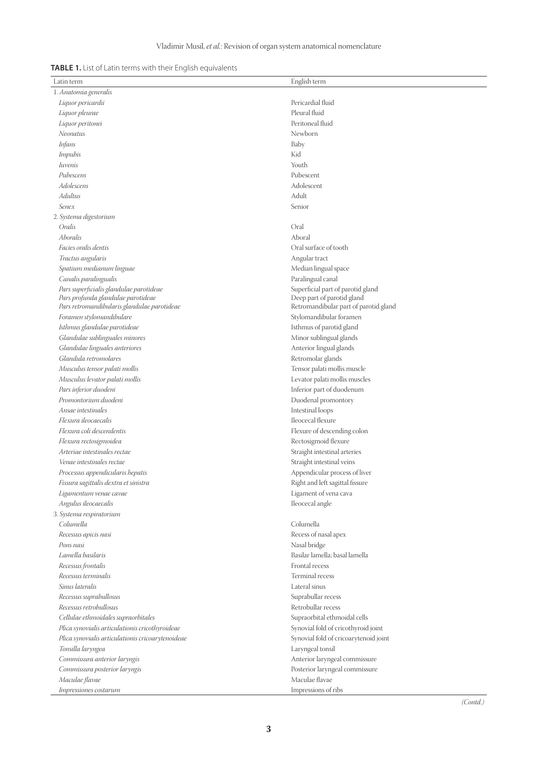**TABLE 1.** List of Latin terms with their English equivalents

| Latin term | English term |
|---|---|
| 1. *Anatomia generalis* | |
| *Liquor pericardii* | Pericardial fluid |
| *Liquor pleurae* | Pleural fluid |
| *Liquor peritonei* | Peritoneal fluid |
| *Neonatus* | Newborn |
| *Infans* | Baby |
| *Impubis* | Kid |
| *Iuvenis* | Youth |
| *Pubescens* | Pubescent |
| *Adolescens* | Adolescent |
| *Adultus* | Adult |
| *Senex* | Senior |
| 2. *Systema digestorium* | |
| *Oralis* | Oral |
| *Aboralis* | Aboral |
| *Facies oralis dentis* | Oral surface of tooth |
| *Tractus angularis* | Angular tract |
| *Spatium medianum linguae* | Median lingual space |
| *Canalis paralingualis* | Paralingual canal |
| *Pars superficialis glandulae parotideae* | Superficial part of parotid gland |
| *Pars profunda glandulae parotideae* | Deep part of parotid gland |
| *Pars retromandibularis glandulae parotideae* | Retromandibular part of parotid gland |
| *Foramen stylomandibulare* | Stylomandibular foramen |
| *Isthmus glandulae parotideae* | Isthmus of parotid gland |
| *Glandulae sublinguales minores* | Minor sublingual glands |
| *Glandulae linguales anteriores* | Anterior lingual glands |
| *Glandula retromolares* | Retromolar glands |
| *Musculus tensor palati mollis* | Tensor palati mollis muscle |
| *Musculus levator palati mollis* | Levator palati mollis muscles |
| *Pars inferior duodeni* | Inferior part of duodenum |
| *Promontorium duodeni* | Duodenal promontory |
| *Ansae intestinales* | Intestinal loops |
| *Flexura ileocaecalis* | Ileocecal flexure |
| *Flexura coli descendentis* | Flexure of descending colon |
| *Flexura rectosigmoidea* | Rectosigmoid flexure |
| *Arteriae intestinales rectae* | Straight intestinal arteries |
| *Venae intestinales rectae* | Straight intestinal veins |
| *Processus appendicularis hepatis* | Appendicular process of liver |
| *Fissura sagittalis dextra et sinistra* | Right and left sagittal fissure |
| *Ligamentum venae cavae* | Ligament of vena cava |
| *Angulus ileocaecalis* | Ileocecal angle |
| 3. *Systema respiratorium* | |
| *Columella* | Columella |
| *Recessus apicis nasi* | Recess of nasal apex |
| *Pons nasi* | Nasal bridge |
| *Lamella basilaris* | Basilar lamella; basal lamella |
| *Recessus frontalis* | Frontal recess |
| *Recessus terminalis* | Terminal recess |
| *Sinus lateralis* | Lateral sinus |
| *Recessus suprabullosus* | Suprabullar recess |
| *Recessus retrobullosus* | Retrobullar recess |
| *Cellulae ethmoidales supraorbitales* | Supraorbital ethmoidal cells |
| *Plica synovialis articulationis cricothyroideae* | Synovial fold of cricothyroid joint |
| *Plica synovialis articulationis cricoarytenoideae* | Synovial fold of cricoarytenoid joint |
| *Tonsilla laryngea* | Laryngeal tonsil |
| *Commissura anterior laryngis* | Anterior laryngeal commissure |
| *Commissura posterior laryngis* | Posterior laryngeal commissure |
| *Maculae flavae* | Maculae flavae |
| *Impressiones costarum* | Impressions of ribs |

*(Contd.)*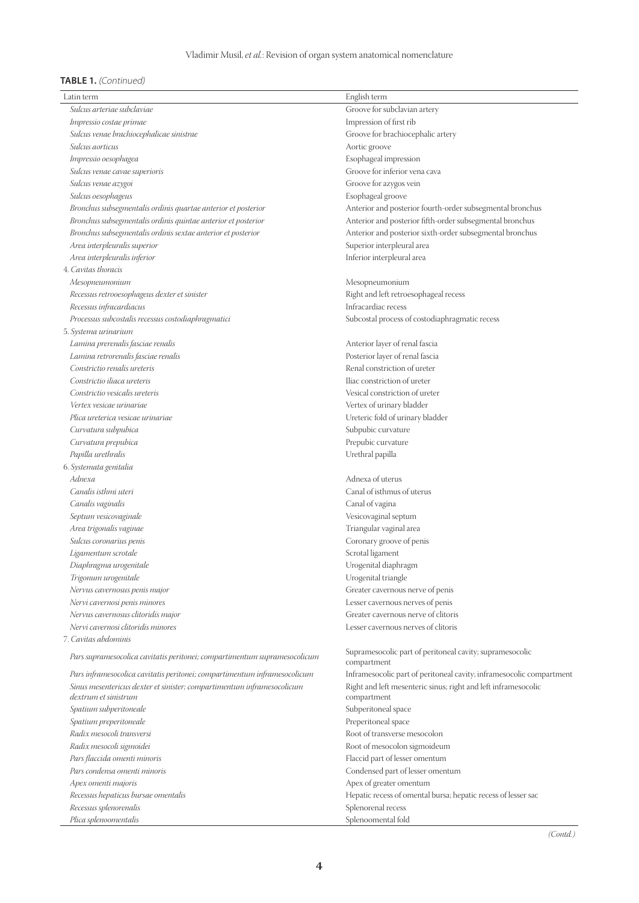**TABLE 1.** *(Continued)*

| Latin term | English term |
|---|---|
| *Sulcus arteriae subclaviae* | Groove for subclavian artery |
| *Impressio costae primae* | Impression of first rib |
| *Sulcus venae brachiocephalicae sinistrae* | Groove for brachiocephalic artery |
| *Sulcus aorticus* | Aortic groove |
| *Impressio oesophagea* | Esophageal impression |
| *Sulcus venae cavae superioris* | Groove for inferior vena cava |
| *Sulcus venae azygoi* | Groove for azygos vein |
| *Sulcus oesophageus* | Esophageal groove |
| *Bronchus subsegmentalis ordinis quartae anterior et posterior* | Anterior and posterior fourth-order subsegmental bronchus |
| *Bronchus subsegmentalis ordinis quintae anterior et posterior* | Anterior and posterior fifth-order subsegmental bronchus |
| *Bronchus subsegmentalis ordinis sextae anterior et posterior* | Anterior and posterior sixth-order subsegmental bronchus |
| *Area interpleuralis superior* | Superior interpleural area |
| *Area interpleuralis inferior* | Inferior interpleural area |
| 4. *Cavitas thoracis* | |
| *Mesopneumonium* | Mesopneumonium |
| *Recessus retrooesophageus dexter et sinister* | Right and left retroesophageal recess |
| *Recessus infracardiacus* | Infracardiac recess |
| *Processus subcostalis recessus costodiaphragmatici* | Subcostal process of costodiaphragmatic recess |
| 5. *Systema urinarium* | |
| *Lamina prerenalis fasciae renalis* | Anterior layer of renal fascia |
| *Lamina retrorenalis fasciae renalis* | Posterior layer of renal fascia |
| *Constrictio renalis ureteris* | Renal constriction of ureter |
| *Constrictio iliaca ureteris* | Iliac constriction of ureter |
| *Constrictio vesicalis ureteris* | Vesical constriction of ureter |
| *Vertex vesicae urinariae* | Vertex of urinary bladder |
| *Plica ureterica vesicae urinariae* | Ureteric fold of urinary bladder |
| *Curvatura subpubica* | Subpubic curvature |
| *Curvatura prepubica* | Prepubic curvature |
| *Papilla urethralis* | Urethral papilla |
| 6. *Systemata genitalia* | |
| *Adnexa* | Adnexa of uterus |
| *Canalis isthmi uteri* | Canal of isthmus of uterus |
| *Canalis vaginalis* | Canal of vagina |
| *Septum vesicovaginale* | Vesicovaginal septum |
| *Area trigonalis vaginae* | Triangular vaginal area |
| *Sulcus coronarius penis* | Coronary groove of penis |
| *Ligamentum scrotale* | Scrotal ligament |
| *Diaphragma urogenitale* | Urogenital diaphragm |
| *Trigonum urogenitale* | Urogenital triangle |
| *Nervus cavernosus penis major* | Greater cavernous nerve of penis |
| *Nervi cavernosi penis minores* | Lesser cavernous nerves of penis |
| *Nervus cavernosus clitoridis major* | Greater cavernous nerve of clitoris |
| *Nervi cavernosi clitoridis minores* | Lesser cavernous nerves of clitoris |
| 7. *Cavitas abdominis* | |
| *Pars supramesocolica cavitatis peritonei; compartimentum supramesocolicum* | Supramesocolic part of peritoneal cavity; supramesocolic compartment |
| *Pars inframesocolica cavitatis peritonei; compartimentum inframesocolicum* | Inframesocolic part of peritoneal cavity; inframesocolic compartment |
| *Sinus mesentericus dexter et sinister; compartimentum inframesocolicum dextrum et sinistrum* | Right and left mesenteric sinus; right and left inframesocolic compartment |
| *Spatium subperitoneale* | Subperitoneal space |
| *Spatium preperitoneale* | Preperitoneal space |
| *Radix mesocoli transversi* | Root of transverse mesocolon |
| *Radix mesocoli sigmoidei* | Root of mesocolon sigmoideum |
| *Pars flaccida omenti minoris* | Flaccid part of lesser omentum |
| *Pars condensa omenti minoris* | Condensed part of lesser omentum |
| *Apex omenti majoris* | Apex of greater omentum |
| *Recessus hepaticus bursae omentalis* | Hepatic recess of omental bursa; hepatic recess of lesser sac |
| *Recessus splenorenalis* | Splenorenal recess |
| *Plica splenoomentalis* | Splenoomental fold |

*(Contd.)*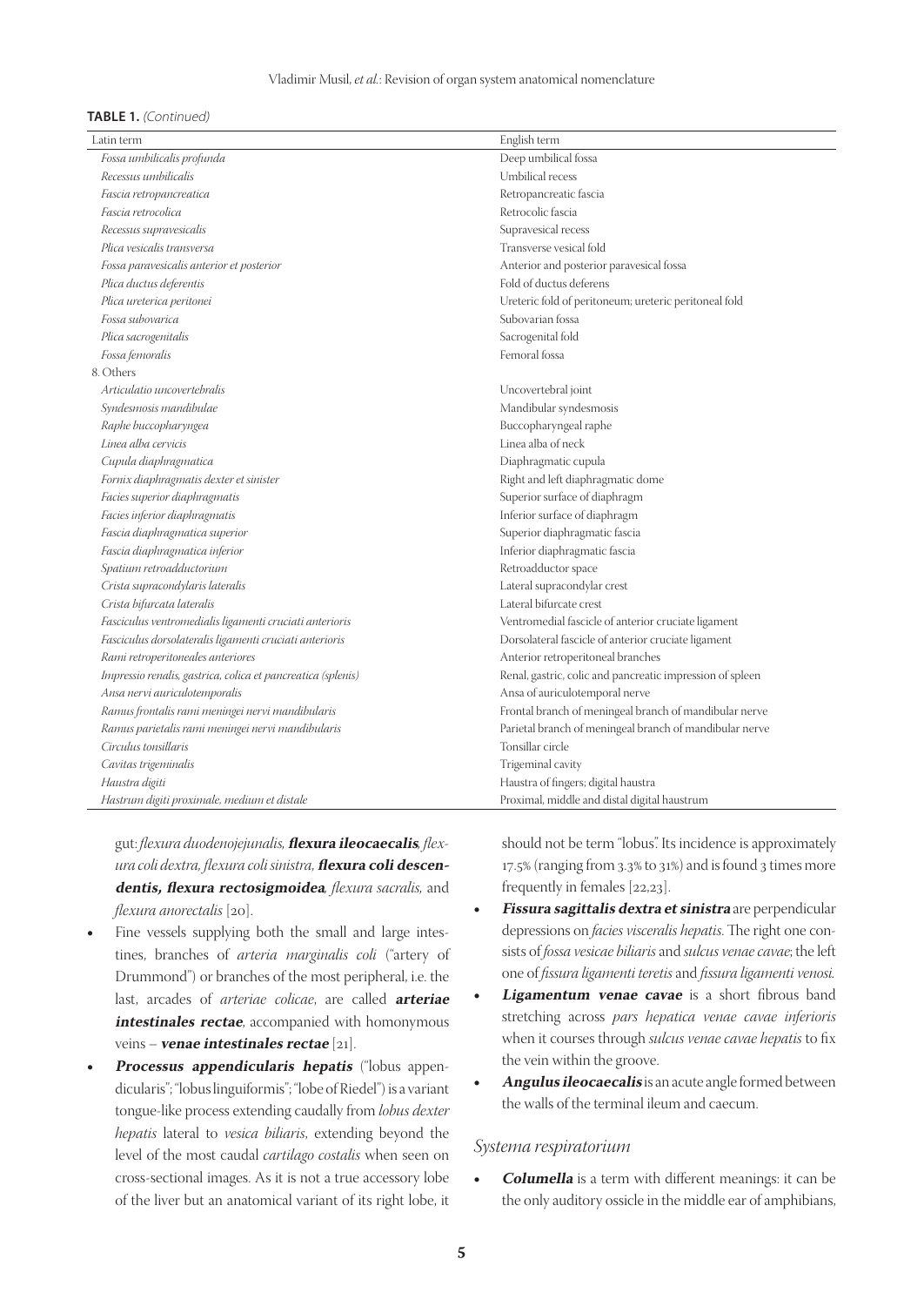**TABLE 1.** *(Continued)*

| Latin term | English term |
|---|---|
| *Fossa umbilicalis profunda* | Deep umbilical fossa |
| *Recessus umbilicalis* | Umbilical recess |
| *Fascia retropancreatica* | Retropancreatic fascia |
| *Fascia retrocolica* | Retrocolic fascia |
| *Recessus supravesicalis* | Supravesical recess |
| *Plica vesicalis transversa* | Transverse vesical fold |
| *Fossa paravesicalis anterior et posterior* | Anterior and posterior paravesical fossa |
| *Plica ductus deferentis* | Fold of ductus deferens |
| *Plica ureterica peritonei* | Ureteric fold of peritoneum; ureteric peritoneal fold |
| *Fossa subovarica* | Subovarian fossa |
| *Plica sacrogenitalis* | Sacrogenital fold |
| *Fossa femoralis* | Femoral fossa |
| 8. Others | |
| *Articulatio uncovertebralis* | Uncovertebral joint |
| *Syndesmosis mandibulae* | Mandibular syndesmosis |
| *Raphe buccopharyngea* | Buccopharyngeal raphe |
| *Linea alba cervicis* | Linea alba of neck |
| *Cupula diaphragmatica* | Diaphragmatic cupula |
| *Fornix diaphragmatis dexter et sinister* | Right and left diaphragmatic dome |
| *Facies superior diaphragmatis* | Superior surface of diaphragm |
| *Facies inferior diaphragmatis* | Inferior surface of diaphragm |
| *Fascia diaphragmatica superior* | Superior diaphragmatic fascia |
| *Fascia diaphragmatica inferior* | Inferior diaphragmatic fascia |
| *Spatium retroadductorium* | Retroadductor space |
| *Crista supracondylaris lateralis* | Lateral supracondylar crest |
| *Crista bifurcata lateralis* | Lateral bifurcate crest |
| *Fasciculus ventromedialis ligamenti cruciati anterioris* | Ventromedial fascicle of anterior cruciate ligament |
| *Fasciculus dorsolateralis ligamenti cruciati anterioris* | Dorsolateral fascicle of anterior cruciate ligament |
| *Rami retroperitoneales anteriores* | Anterior retroperitoneal branches |
| *Impressio renalis, gastrica, colica et pancreatica (splenis)* | Renal, gastric, colic and pancreatic impression of spleen |
| *Ansa nervi auriculotemporalis* | Ansa of auriculotemporal nerve |
| *Ramus frontalis rami meningei nervi mandibularis* | Frontal branch of meningeal branch of mandibular nerve |
| *Ramus parietalis rami meningei nervi mandibularis* | Parietal branch of meningeal branch of mandibular nerve |
| *Circulus tonsillaris* | Tonsillar circle |
| *Cavitas trigeminalis* | Trigeminal cavity |
| *Haustra digiti* | Haustra of fingers; digital haustra |
| *Hastrum digiti proximale, medium et distale* | Proximal, middle and distal digital haustrum |

gut: *flexura duodenojejunalis,* ***flexura ileocaecalis****, flexura coli dextra, flexura coli sinistra,* ***flexura coli descendentis, flexura rectosigmoidea****, flexura sacralis,* and *flexura anorectalis* [20].

- Fine vessels supplying both the small and large intestines, branches of *arteria marginalis coli* ("artery of Drummond") or branches of the most peripheral, i.e. the last, arcades of *arteriae colicae*, are called ***arteriae intestinales rectae***, accompanied with homonymous veins – ***venae intestinales rectae*** [21].
- ***Processus appendicularis hepatis*** ("lobus appendicularis"; "lobus linguiformis"; "lobe of Riedel") is a variant tongue-like process extending caudally from *lobus dexter hepatis* lateral to *vesica biliaris*, extending beyond the level of the most caudal *cartilago costalis* when seen on cross-sectional images. As it is not a true accessory lobe of the liver but an anatomical variant of its right lobe, it should not be term "lobus". Its incidence is approximately 17.5% (ranging from 3.3% to 31%) and is found 3 times more frequently in females [22,23].
- ***Fissura sagittalis dextra et sinistra*** are perpendicular depressions on *facies visceralis hepatis*. The right one consists of *fossa vesicae biliaris* and *sulcus venae cavae*; the left one of *fissura ligamenti teretis* and *fissura ligamenti venosi.*
- ***Ligamentum venae cavae*** is a short fibrous band stretching across *pars hepatica venae cavae inferioris* when it courses through *sulcus venae cavae hepatis* to fix the vein within the groove.
- ***Angulus ileocaecalis*** is an acute angle formed between the walls of the terminal ileum and caecum.

### *Systema respiratorium*

- ***Columella*** is a term with different meanings: it can be the only auditory ossicle in the middle ear of amphibians,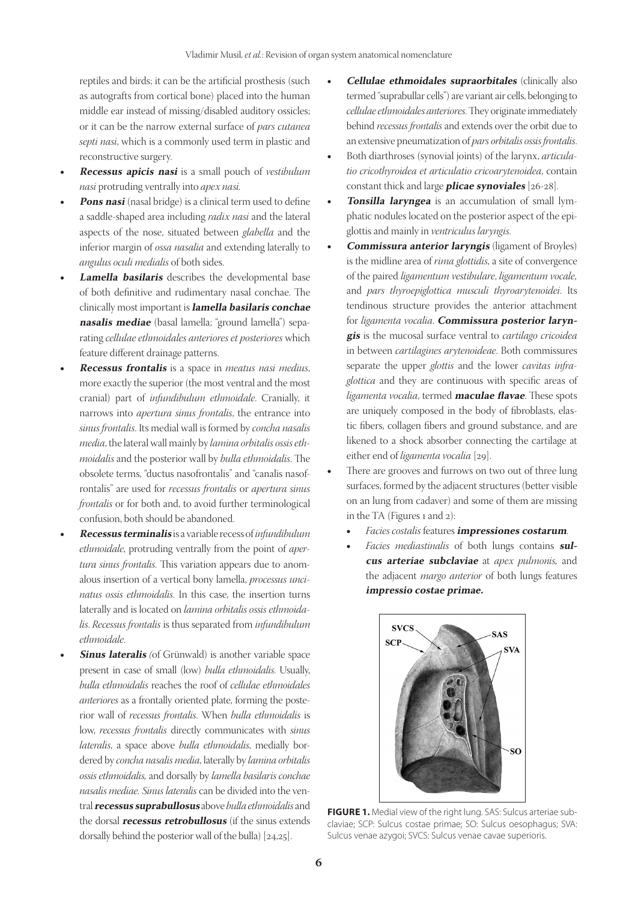reptiles and birds; it can be the artificial prosthesis (such as autografts from cortical bone) placed into the human middle ear instead of missing/disabled auditory ossicles; or it can be the narrow external surface of *pars cutanea septi nasi*, which is a commonly used term in plastic and reconstructive surgery.

- ***Recessus apicis nasi*** is a small pouch of *vestibulum nasi* protruding ventrally into *apex nasi*.
- ***Pons nasi*** (nasal bridge) is a clinical term used to define a saddle-shaped area including *radix nasi* and the lateral aspects of the nose, situated between *glabella* and the inferior margin of *ossa nasalia* and extending laterally to *angulus oculi medialis* of both sides.
- ***Lamella basilaris*** describes the developmental base of both definitive and rudimentary nasal conchae. The clinically most important is ***lamella basilaris conchae nasalis mediae*** (basal lamella; "ground lamella") separating *cellulae ethmoidales anteriores et posteriores* which feature different drainage patterns.
- ***Recessus frontalis*** is a space in *meatus nasi medius*, more exactly the superior (the most ventral and the most cranial) part of *infundibulum ethmoidale*. Cranially, it narrows into *apertura sinus frontalis*, the entrance into *sinus frontalis*. Its medial wall is formed by *concha nasalis media*, the lateral wall mainly by *lamina orbitalis ossis ethmoidalis* and the posterior wall by *bulla ethmoidalis*. The obsolete terms, "ductus nasofrontalis" and "canalis nasofrontalis" are used for *recessus frontalis* or *apertura sinus frontalis* or for both and, to avoid further terminological confusion, both should be abandoned.
- ***Recessus terminalis*** is a variable recess of *infundibulum ethmoidale*, protruding ventrally from the point of *apertura sinus frontalis*. This variation appears due to anomalous insertion of a vertical bony lamella, *processus uncinatus ossis ethmoidalis*. In this case, the insertion turns laterally and is located on *lamina orbitalis ossis ethmoidalis*. *Recessus frontalis* is thus separated from *infundibulum ethmoidale*.
- ***Sinus lateralis*** (of Grünwald) is another variable space present in case of small (low) *bulla ethmoidalis*. Usually, *bulla ethmoidalis* reaches the roof of *cellulae ethmoidales anteriores* as a frontally oriented plate, forming the posterior wall of *recessus frontalis*. When *bulla ethmoidalis* is low, *recessus frontalis* directly communicates with *sinus lateralis*, a space above *bulla ethmoidalis*, medially bordered by *concha nasalis media*, laterally by *lamina orbitalis ossis ethmoidalis*, and dorsally by *lamella basilaris conchae nasalis mediae*. *Sinus lateralis* can be divided into the ventral ***recessus suprabullosus*** above *bulla ethmoidalis* and the dorsal ***recessus retrobullosus*** (if the sinus extends dorsally behind the posterior wall of the bulla) [24,25].
- ***Cellulae ethmoidales supraorbitales*** (clinically also termed "suprabullar cells") are variant air cells, belonging to *cellulae ethmoidales anteriores*. They originate immediately behind *recessus frontalis* and extends over the orbit due to an extensive pneumatization of *pars orbitalis ossis frontalis*.
- Both diarthroses (synovial joints) of the larynx, *articulatio cricothyroidea et articulatio cricoarytenoidea*, contain constant thick and large ***plicae synoviales*** [26-28].
- ***Tonsilla laryngea*** is an accumulation of small lymphatic nodules located on the posterior aspect of the epiglottis and mainly in *ventriculus laryngis*.
- ***Commissura anterior laryngis*** (ligament of Broyles) is the midline area of *rima glottidis*, a site of convergence of the paired *ligamentum vestibulare*, *ligamentum vocale*, and *pars thyroepiglottica musculi thyroarytenoidei*. Its tendinous structure provides the anterior attachment for *ligamenta vocalia*. ***Commissura posterior laryngis*** is the mucosal surface ventral to *cartilago cricoidea* in between *cartilagines arytenoideae*. Both commissures separate the upper *glottis* and the lower *cavitas infraglottica* and they are continuous with specific areas of *ligamenta vocalia*, termed ***maculae flavae***. These spots are uniquely composed in the body of fibroblasts, elastic fibers, collagen fibers and ground substance, and are likened to a shock absorber connecting the cartilage at either end of *ligamenta vocalia* [29].
- There are grooves and furrows on two out of three lung surfaces, formed by the adjacent structures (better visible on an lung from cadaver) and some of them are missing in the TA (Figures 1 and 2):
  - *Facies costalis* features ***impressiones costarum***.
  - *Facies mediastinalis* of both lungs contains ***sulcus arteriae subclaviae*** at *apex pulmonis*, and the adjacent *margo anterior* of both lungs features ***impressio costae primae.***

**FIGURE 1.** Medial view of the right lung. SAS: Sulcus arteriae subclaviae; SCP: Sulcus costae primae; SO: Sulcus oesophagus; SVA: Sulcus venae azygoi; SVCS: Sulcus venae cavae superioris.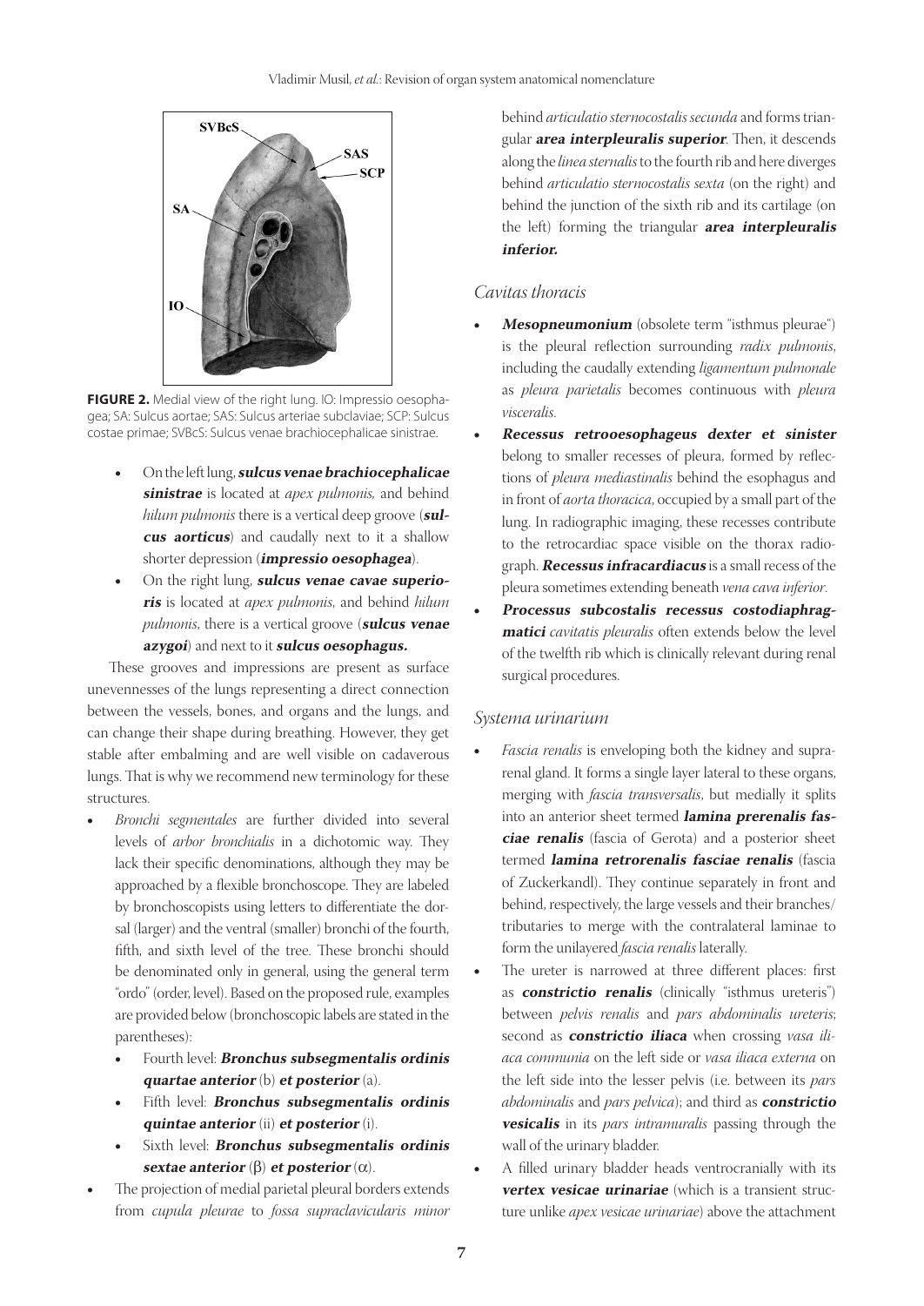**FIGURE 2.** Medial view of the right lung. IO: Impressio oesophagea; SA: Sulcus aortae; SAS: Sulcus arteriae subclaviae; SCP: Sulcus costae primae; SVBcS: Sulcus venae brachiocephalicae sinistrae.

- On the left lung, ***sulcus venae brachiocephalicae sinistrae*** is located at *apex pulmonis,* and behind *hilum pulmonis* there is a vertical deep groove (***sulcus aorticus***) and caudally next to it a shallow shorter depression (***impressio oesophagea***).
- On the right lung, ***sulcus venae cavae superioris*** is located at *apex pulmonis*, and behind *hilum pulmonis*, there is a vertical groove (***sulcus venae azygoi***) and next to it ***sulcus oesophagus.***

These grooves and impressions are present as surface unevennesses of the lungs representing a direct connection between the vessels, bones, and organs and the lungs, and can change their shape during breathing. However, they get stable after embalming and are well visible on cadaverous lungs. That is why we recommend new terminology for these structures.

- *Bronchi segmentales* are further divided into several levels of *arbor bronchialis* in a dichotomic way. They lack their specific denominations, although they may be approached by a flexible bronchoscope. They are labeled by bronchoscopists using letters to differentiate the dorsal (larger) and the ventral (smaller) bronchi of the fourth, fifth, and sixth level of the tree. These bronchi should be denominated only in general, using the general term "ordo" (order, level). Based on the proposed rule, examples are provided below (bronchoscopic labels are stated in the parentheses):
  - Fourth level: ***Bronchus subsegmentalis ordinis quartae anterior*** (b) ***et posterior*** (a).
  - Fifth level: ***Bronchus subsegmentalis ordinis quintae anterior*** (ii) ***et posterior*** (i).
  - Sixth level: ***Bronchus subsegmentalis ordinis sextae anterior*** (β) ***et posterior*** (α).
- The projection of medial parietal pleural borders extends from *cupula pleurae* to *fossa supraclavicularis minor* behind *articulatio sternocostalis secunda* and forms triangular ***area interpleuralis superior***. Then, it descends along the *linea sternalis* to the fourth rib and here diverges behind *articulatio sternocostalis sexta* (on the right) and behind the junction of the sixth rib and its cartilage (on the left) forming the triangular ***area interpleuralis inferior.***

## *Cavitas thoracis*

- ***Mesopneumonium*** (obsolete term "isthmus pleurae") is the pleural reflection surrounding *radix pulmonis*, including the caudally extending *ligamentum pulmonale* as *pleura parietalis* becomes continuous with *pleura visceralis*.
- ***Recessus retrooesophageus dexter et sinister*** belong to smaller recesses of pleura, formed by reflections of *pleura mediastinalis* behind the esophagus and in front of *aorta thoracica*, occupied by a small part of the lung. In radiographic imaging, these recesses contribute to the retrocardiac space visible on the thorax radiograph. ***Recessus infracardiacus*** is a small recess of the pleura sometimes extending beneath *vena cava inferior*.
- ***Processus subcostalis recessus costodiaphragmatici*** *cavitatis pleuralis* often extends below the level of the twelfth rib which is clinically relevant during renal surgical procedures.

## *Systema urinarium*

- *Fascia renalis* is enveloping both the kidney and suprarenal gland. It forms a single layer lateral to these organs, merging with *fascia transversalis*, but medially it splits into an anterior sheet termed ***lamina prerenalis fasciae renalis*** (fascia of Gerota) and a posterior sheet termed ***lamina retrorenalis fasciae renalis*** (fascia of Zuckerkandl). They continue separately in front and behind, respectively, the large vessels and their branches/tributaries to merge with the contralateral laminae to form the unilayered *fascia renalis* laterally.
- The ureter is narrowed at three different places: first as ***constrictio renalis*** (clinically "isthmus ureteris") between *pelvis renalis* and *pars abdominalis ureteris*; second as ***constrictio iliaca*** when crossing *vasa iliaca communia* on the left side or *vasa iliaca externa* on the left side into the lesser pelvis (i.e. between its *pars abdominalis* and *pars pelvica*); and third as ***constrictio vesicalis*** in its *pars intramuralis* passing through the wall of the urinary bladder.
- A filled urinary bladder heads ventrocranially with its ***vertex vesicae urinariae*** (which is a transient structure unlike *apex vesicae urinariae*) above the attachment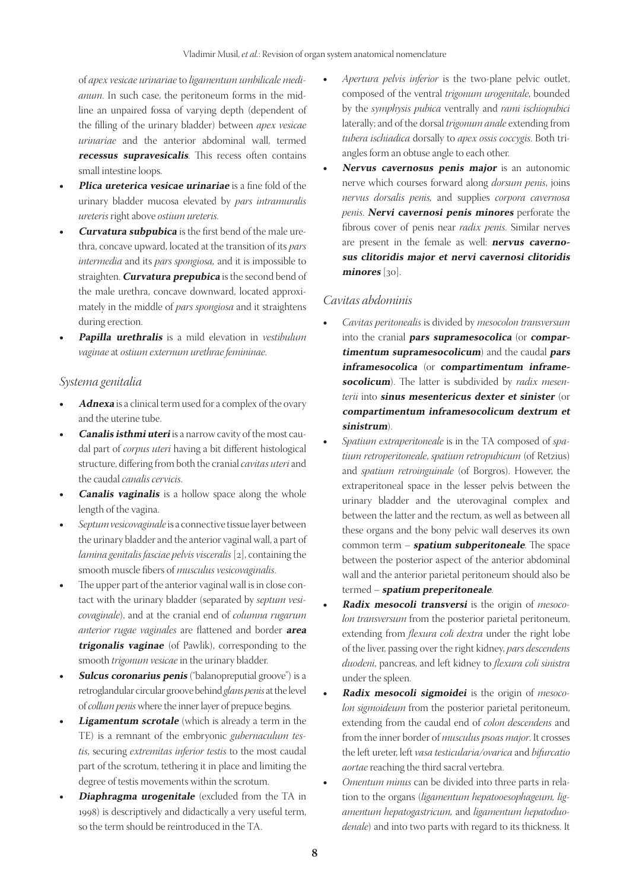of *apex vesicae urinariae* to *ligamentum umbilicale medianum*. In such case, the peritoneum forms in the midline an unpaired fossa of varying depth (dependent of the filling of the urinary bladder) between *apex vesicae urinariae* and the anterior abdominal wall, termed ***recessus supravesicalis***. This recess often contains small intestine loops.

- ***Plica ureterica vesicae urinariae*** is a fine fold of the urinary bladder mucosa elevated by *pars intramuralis ureteris* right above *ostium ureteris*.
- ***Curvatura subpubica*** is the first bend of the male urethra, concave upward, located at the transition of its *pars intermedia* and its *pars spongiosa*, and it is impossible to straighten. ***Curvatura prepubica*** is the second bend of the male urethra, concave downward, located approximately in the middle of *pars spongiosa* and it straightens during erection.
- ***Papilla urethralis*** is a mild elevation in *vestibulum vaginae* at *ostium externum urethrae femininae*.

## *Systema genitalia*

- ***Adnexa*** is a clinical term used for a complex of the ovary and the uterine tube.
- ***Canalis isthmi uteri*** is a narrow cavity of the most caudal part of *corpus uteri* having a bit different histological structure, differing from both the cranial *cavitas uteri* and the caudal *canalis cervicis*.
- ***Canalis vaginalis*** is a hollow space along the whole length of the vagina.
- *Septum vesicovaginale* is a connective tissue layer between the urinary bladder and the anterior vaginal wall, a part of *lamina genitalis fasciae pelvis visceralis* [2], containing the smooth muscle fibers of *musculus vesicovaginalis*.
- The upper part of the anterior vaginal wall is in close contact with the urinary bladder (separated by *septum vesicovaginale*), and at the cranial end of *columna rugarum anterior rugae vaginales* are flattened and border ***area trigonalis vaginae*** (of Pawlik), corresponding to the smooth *trigonum vesicae* in the urinary bladder.
- ***Sulcus coronarius penis*** ("balanopreputial groove") is a retroglandular circular groove behind *glans penis* at the level of *collum penis* where the inner layer of prepuce begins.
- ***Ligamentum scrotale*** (which is already a term in the TE) is a remnant of the embryonic *gubernaculum testis*, securing *extremitas inferior testis* to the most caudal part of the scrotum, tethering it in place and limiting the degree of testis movements within the scrotum.
- ***Diaphragma urogenitale*** (excluded from the TA in 1998) is descriptively and didactically a very useful term, so the term should be reintroduced in the TA.
- *Apertura pelvis inferior* is the two-plane pelvic outlet, composed of the ventral *trigonum urogenitale*, bounded by the *symphysis pubica* ventrally and *rami ischiopubici* laterally; and of the dorsal *trigonum anale* extending from *tubera ischiadica* dorsally to *apex ossis coccygis*. Both triangles form an obtuse angle to each other.
- ***Nervus cavernosus penis major*** is an autonomic nerve which courses forward along *dorsum penis*, joins *nervus dorsalis penis*, and supplies *corpora cavernosa penis*. ***Nervi cavernosi penis minores*** perforate the fibrous cover of penis near *radix penis*. Similar nerves are present in the female as well: ***nervus cavernosus clitoridis major et nervi cavernosi clitoridis minores*** [30].

## *Cavitas abdominis*

- *Cavitas peritonealis* is divided by *mesocolon transversum* into the cranial ***pars supramesocolica*** (or ***compartimentum supramesocolicum***) and the caudal ***pars inframesocolica*** (or ***compartimentum inframesocolicum***). The latter is subdivided by *radix mesenterii* into ***sinus mesentericus dexter et sinister*** (or ***compartimentum inframesocolicum dextrum et sinistrum***).
- *Spatium extraperitoneale* is in the TA composed of *spatium retroperitoneale*, *spatium retropubicum* (of Retzius) and *spatium retroinguinale* (of Borgros). However, the extraperitoneal space in the lesser pelvis between the urinary bladder and the uterovaginal complex and between the latter and the rectum, as well as between all these organs and the bony pelvic wall deserves its own common term – ***spatium subperitoneale***. The space between the posterior aspect of the anterior abdominal wall and the anterior parietal peritoneum should also be termed – ***spatium preperitoneale***.
- ***Radix mesocoli transversi*** is the origin of *mesocolon transversum* from the posterior parietal peritoneum, extending from *flexura coli dextra* under the right lobe of the liver, passing over the right kidney, *pars descendens duodeni*, pancreas, and left kidney to *flexura coli sinistra* under the spleen.
- ***Radix mesocoli sigmoidei*** is the origin of *mesocolon sigmoideum* from the posterior parietal peritoneum, extending from the caudal end of *colon descendens* and from the inner border of *musculus psoas major*. It crosses the left ureter, left *vasa testicularia/ovarica* and *bifurcatio aortae* reaching the third sacral vertebra.
- *Omentum minus* can be divided into three parts in relation to the organs (*ligamentum hepatooesophageum*, *ligamentum hepatogastricum*, and *ligamentum hepatoduodenale*) and into two parts with regard to its thickness. It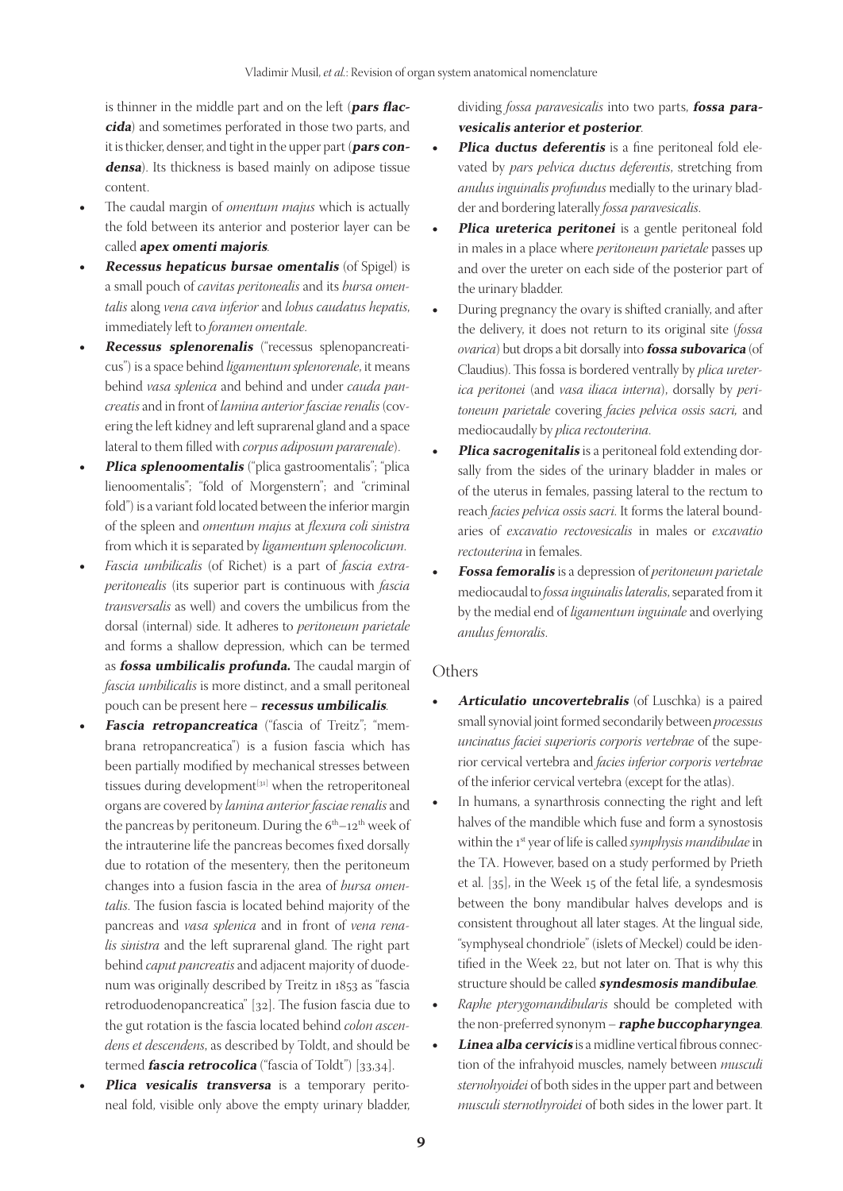is thinner in the middle part and on the left (***pars flaccida***) and sometimes perforated in those two parts, and it is thicker, denser, and tight in the upper part (***pars condensa***). Its thickness is based mainly on adipose tissue content.

- The caudal margin of *omentum majus* which is actually the fold between its anterior and posterior layer can be called ***apex omenti majoris***.
- ***Recessus hepaticus bursae omentalis*** (of Spigel) is a small pouch of *cavitas peritonealis* and its *bursa omentalis* along *vena cava inferior* and *lobus caudatus hepatis*, immediately left to *foramen omentale*.
- ***Recessus splenorenalis*** ("recessus splenopancreaticus") is a space behind *ligamentum splenorenale*, it means behind *vasa splenica* and behind and under *cauda pancreatis* and in front of *lamina anterior fasciae renalis* (covering the left kidney and left suprarenal gland and a space lateral to them filled with *corpus adiposum pararenale*).
- ***Plica splenoomentalis*** ("plica gastroomentalis"; "plica lienoomentalis"; "fold of Morgenstern"; and "criminal fold") is a variant fold located between the inferior margin of the spleen and *omentum majus* at *flexura coli sinistra* from which it is separated by *ligamentum splenocolicum*.
- *Fascia umbilicalis* (of Richet) is a part of *fascia extraperitonealis* (its superior part is continuous with *fascia transversalis* as well) and covers the umbilicus from the dorsal (internal) side. It adheres to *peritoneum parietale* and forms a shallow depression, which can be termed as ***fossa umbilicalis profunda.*** The caudal margin of *fascia umbilicalis* is more distinct, and a small peritoneal pouch can be present here – ***recessus umbilicalis***.
- ***Fascia retropancreatica*** ("fascia of Treitz"; "membrana retropancreatica") is a fusion fascia which has been partially modified by mechanical stresses between tissues during development[31] when the retroperitoneal organs are covered by *lamina anterior fasciae renalis* and the pancreas by peritoneum. During the 6th–12th week of the intrauterine life the pancreas becomes fixed dorsally due to rotation of the mesentery, then the peritoneum changes into a fusion fascia in the area of *bursa omentalis*. The fusion fascia is located behind majority of the pancreas and *vasa splenica* and in front of *vena renalis sinistra* and the left suprarenal gland. The right part behind *caput pancreatis* and adjacent majority of duodenum was originally described by Treitz in 1853 as "fascia retroduodenopancreatica" [32]. The fusion fascia due to the gut rotation is the fascia located behind *colon ascendens et descendens*, as described by Toldt, and should be termed ***fascia retrocolica*** ("fascia of Toldt") [33,34].
- ***Plica vesicalis transversa*** is a temporary peritoneal fold, visible only above the empty urinary bladder, dividing *fossa paravesicalis* into two parts, ***fossa paravesicalis anterior et posterior***.
- ***Plica ductus deferentis*** is a fine peritoneal fold elevated by *pars pelvica ductus deferentis*, stretching from *anulus inguinalis profundus* medially to the urinary bladder and bordering laterally *fossa paravesicalis*.
- ***Plica ureterica peritonei*** is a gentle peritoneal fold in males in a place where *peritoneum parietale* passes up and over the ureter on each side of the posterior part of the urinary bladder.
- During pregnancy the ovary is shifted cranially, and after the delivery, it does not return to its original site (*fossa ovarica*) but drops a bit dorsally into ***fossa subovarica*** (of Claudius). This fossa is bordered ventrally by *plica ureterica peritonei* (and *vasa iliaca interna*), dorsally by *peritoneum parietale* covering *facies pelvica ossis sacri,* and mediocaudally by *plica rectouterina*.
- ***Plica sacrogenitalis*** is a peritoneal fold extending dorsally from the sides of the urinary bladder in males or of the uterus in females, passing lateral to the rectum to reach *facies pelvica ossis sacri*. It forms the lateral boundaries of *excavatio rectovesicalis* in males or *excavatio rectouterina* in females.
- ***Fossa femoralis*** is a depression of *peritoneum parietale* mediocaudal to *fossa inguinalis lateralis*, separated from it by the medial end of *ligamentum inguinale* and overlying *anulus femoralis*.

## Others

- ***Articulatio uncovertebralis*** (of Luschka) is a paired small synovial joint formed secondarily between *processus uncinatus faciei superioris corporis vertebrae* of the superior cervical vertebra and *facies inferior corporis vertebrae* of the inferior cervical vertebra (except for the atlas).
- In humans, a synarthrosis connecting the right and left halves of the mandible which fuse and form a synostosis within the 1st year of life is called *symphysis mandibulae* in the TA. However, based on a study performed by Prieth et al. [35], in the Week 15 of the fetal life, a syndesmosis between the bony mandibular halves develops and is consistent throughout all later stages. At the lingual side, "symphyseal chondriole" (islets of Meckel) could be identified in the Week 22, but not later on. That is why this structure should be called ***syndesmosis mandibulae***.
- *Raphe pterygomandibularis* should be completed with the non-preferred synonym – ***raphe buccopharyngea***.
- ***Linea alba cervicis*** is a midline vertical fibrous connection of the infrahyoid muscles, namely between *musculi sternohyoidei* of both sides in the upper part and between *musculi sternothyroidei* of both sides in the lower part. It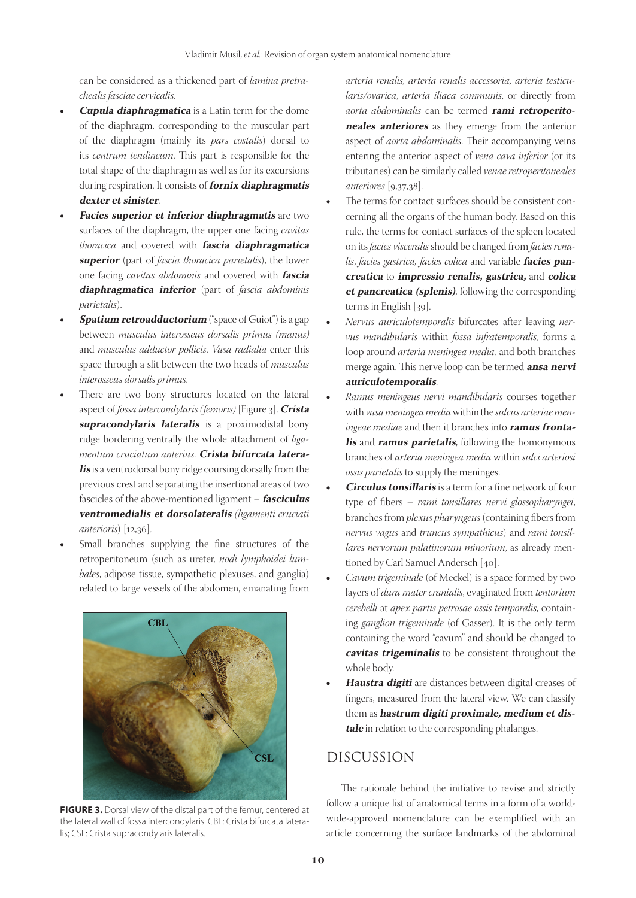can be considered as a thickened part of *lamina pretrachealis fasciae cervicalis.*

- ***Cupula diaphragmatica*** is a Latin term for the dome of the diaphragm, corresponding to the muscular part of the diaphragm (mainly its *pars costalis*) dorsal to its *centrum tendineum*. This part is responsible for the total shape of the diaphragm as well as for its excursions during respiration. It consists of ***fornix diaphragmatis dexter et sinister***.
- ***Facies superior et inferior diaphragmatis*** are two surfaces of the diaphragm, the upper one facing *cavitas thoracica* and covered with ***fascia diaphragmatica superior*** (part of *fascia thoracica parietalis*), the lower one facing *cavitas abdominis* and covered with ***fascia diaphragmatica inferior*** (part of *fascia abdominis parietalis*).
- ***Spatium retroadductorium*** ("space of Guiot") is a gap between *musculus interosseus dorsalis primus (manus)* and *musculus adductor pollicis*. *Vasa radialia* enter this space through a slit between the two heads of *musculus interosseus dorsalis primus.*
- There are two bony structures located on the lateral aspect of *fossa intercondylaris (femoris)* [Figure 3]. ***Crista supracondylaris lateralis*** is a proximodistal bony ridge bordering ventrally the whole attachment of *ligamentum cruciatum anterius*. ***Crista bifurcata lateralis*** is a ventrodorsal bony ridge coursing dorsally from the previous crest and separating the insertional areas of two fascicles of the above-mentioned ligament – ***fasciculus ventromedialis et dorsolateralis*** *(ligamenti cruciati anterioris)* [12,36].
- Small branches supplying the fine structures of the retroperitoneum (such as ureter, *nodi lymphoidei lumbales*, adipose tissue, sympathetic plexuses, and ganglia) related to large vessels of the abdomen, emanating from *arteria renalis, arteria renalis accessoria, arteria testicularis/ovarica, arteria iliaca communis*, or directly from *aorta abdominalis* can be termed ***rami retroperitoneales anteriores*** as they emerge from the anterior aspect of *aorta abdominalis*. Their accompanying veins entering the anterior aspect of *vena cava inferior* (or its tributaries) can be similarly called *venae retroperitoneales anteriores* [9,37,38].
- The terms for contact surfaces should be consistent concerning all the organs of the human body. Based on this rule, the terms for contact surfaces of the spleen located on its *facies visceralis* should be changed from *facies renalis, facies gastrica, facies colica* and variable ***facies pancreatica*** to ***impressio renalis, gastrica,*** and ***colica et pancreatica (splenis)***, following the corresponding terms in English [39].
- *Nervus auriculotemporalis* bifurcates after leaving *nervus mandibularis* within *fossa infratemporalis*, forms a loop around *arteria meningea media,* and both branches merge again. This nerve loop can be termed ***ansa nervi auriculotemporalis***.
- *Ramus meningeus nervi mandibularis* courses together with *vasa meningea media* within the *sulcus arteriae meningeae mediae* and then it branches into ***ramus frontalis*** and ***ramus parietalis***, following the homonymous branches of *arteria meningea media* within *sulci arteriosi ossis parietalis* to supply the meninges.
- ***Circulus tonsillaris*** is a term for a fine network of four type of fibers – *rami tonsillares nervi glossopharyngei*, branches from *plexus pharyngeus* (containing fibers from *nervus vagus* and *truncus sympathicus*) and *rami tonsillares nervorum palatinorum minorium*, as already mentioned by Carl Samuel Andersch [40].
- *Cavum trigeminale* (of Meckel) is a space formed by two layers of *dura mater cranialis*, evaginated from *tentorium cerebelli* at *apex partis petrosae ossis temporalis*, containing *ganglion trigeminale* (of Gasser). It is the only term containing the word "cavum" and should be changed to ***cavitas trigeminalis*** to be consistent throughout the whole body.
- ***Haustra digiti*** are distances between digital creases of fingers, measured from the lateral view. We can classify them as ***hastrum digiti proximale, medium et distale*** in relation to the corresponding phalanges.

**FIGURE 3.** Dorsal view of the distal part of the femur, centered at the lateral wall of fossa intercondylaris. CBL: Crista bifurcata lateralis; CSL: Crista supracondylaris lateralis.

## DISCUSSION

The rationale behind the initiative to revise and strictly follow a unique list of anatomical terms in a form of a worldwide-approved nomenclature can be exemplified with an article concerning the surface landmarks of the abdominal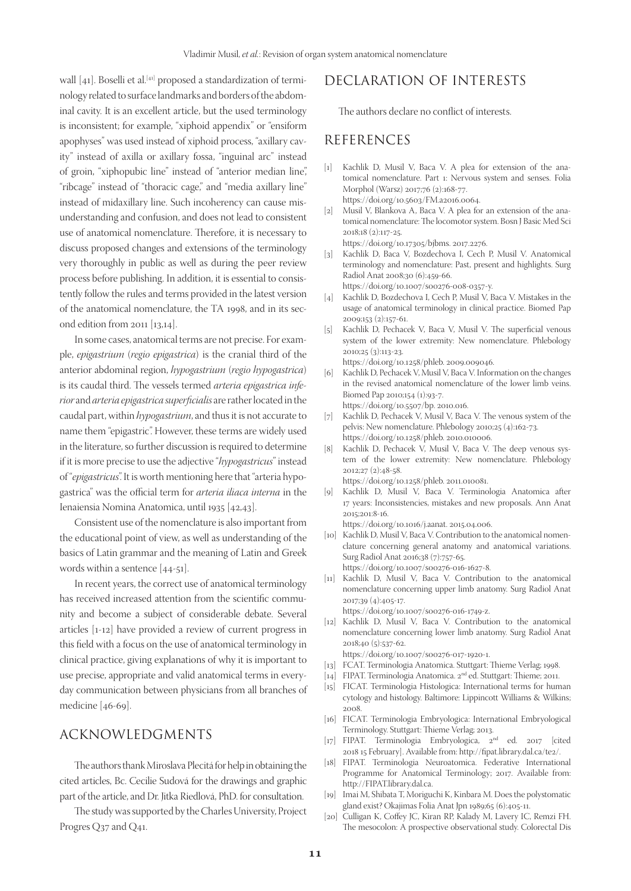wall [41]. Boselli et al.[41] proposed a standardization of terminology related to surface landmarks and borders of the abdominal cavity. It is an excellent article, but the used terminology is inconsistent; for example, "xiphoid appendix" or "ensiform apophyses" was used instead of xiphoid process, "axillary cavity" instead of axilla or axillary fossa, "inguinal arc" instead of groin, "xiphopubic line" instead of "anterior median line", "ribcage" instead of "thoracic cage," and "media axillary line" instead of midaxillary line. Such incoherency can cause misunderstanding and confusion, and does not lead to consistent use of anatomical nomenclature. Therefore, it is necessary to discuss proposed changes and extensions of the terminology very thoroughly in public as well as during the peer review process before publishing. In addition, it is essential to consistently follow the rules and terms provided in the latest version of the anatomical nomenclature, the TA 1998, and in its second edition from 2011 [13,14].

In some cases, anatomical terms are not precise. For example, *epigastrium* (*regio epigastrica*) is the cranial third of the anterior abdominal region, *hypogastrium* (*regio hypogastrica*) is its caudal third. The vessels termed *arteria epigastrica inferior* and *arteria epigastrica superficialis* are rather located in the caudal part, within *hypogastrium*, and thus it is not accurate to name them "epigastric". However, these terms are widely used in the literature, so further discussion is required to determine if it is more precise to use the adjective "*hypogastricus*" instead of "*epigastricus*". It is worth mentioning here that "arteria hypogastrica" was the official term for *arteria iliaca interna* in the Ienaiensia Nomina Anatomica, until 1935 [42,43].

Consistent use of the nomenclature is also important from the educational point of view, as well as understanding of the basics of Latin grammar and the meaning of Latin and Greek words within a sentence [44-51].

In recent years, the correct use of anatomical terminology has received increased attention from the scientific community and become a subject of considerable debate. Several articles [1-12] have provided a review of current progress in this field with a focus on the use of anatomical terminology in clinical practice, giving explanations of why it is important to use precise, appropriate and valid anatomical terms in everyday communication between physicians from all branches of medicine [46-69].

## ACKNOWLEDGMENTS

The authors thank Miroslava Plecitá for help in obtaining the cited articles, Bc. Cecilie Sudová for the drawings and graphic part of the article, and Dr. Jitka Riedlová, PhD. for consultation.

The study was supported by the Charles University, Project Progres Q37 and Q41.

## DECLARATION OF INTERESTS

The authors declare no conflict of interests.

## REFERENCES

[1] Kachlik D, Musil V, Baca V. A plea for extension of the anatomical nomenclature. Part 1: Nervous system and senses. Folia Morphol (Warsz) 2017;76 (2):168-77. https://doi.org/10.5603/FM.a2016.0064.

[2] Musil V, Blankova A, Baca V. A plea for an extension of the anatomical nomenclature: The locomotor system. Bosn J Basic Med Sci 2018;18 (2):117-25. https://doi.org/10.17305/bjbms. 2017.2276.

[3] Kachlik D, Baca V, Bozdechova I, Cech P, Musil V. Anatomical terminology and nomenclature: Past, present and highlights. Surg Radiol Anat 2008;30 (6):459-66. https://doi.org/10.1007/s00276-008-0357-y.

[4] Kachlik D, Bozdechova I, Cech P, Musil V, Baca V. Mistakes in the usage of anatomical terminology in clinical practice. Biomed Pap 2009;153 (2):157-61.

[5] Kachlik D, Pechacek V, Baca V, Musil V. The superficial venous system of the lower extremity: New nomenclature. Phlebology 2010;25 (3):113-23. https://doi.org/10.1258/phleb. 2009.009046.

[6] Kachlik D, Pechacek V, Musil V, Baca V. Information on the changes in the revised anatomical nomenclature of the lower limb veins. Biomed Pap 2010;154 (1):93-7. https://doi.org/10.5507/bp. 2010.016.

[7] Kachlik D, Pechacek V, Musil V, Baca V. The venous system of the pelvis: New nomenclature. Phlebology 2010;25 (4):162-73. https://doi.org/10.1258/phleb. 2010.010006.

[8] Kachlik D, Pechacek V, Musil V, Baca V. The deep venous system of the lower extremity: New nomenclature. Phlebology 2012;27 (2):48-58. https://doi.org/10.1258/phleb. 2011.010081.

[9] Kachlik D, Musil V, Baca V. Terminologia Anatomica after 17 years: Inconsistencies, mistakes and new proposals. Ann Anat 2015;201:8-16. https://doi.org/10.1016/j.aanat. 2015.04.006.

[10] Kachlik D, Musil V, Baca V. Contribution to the anatomical nomenclature concerning general anatomy and anatomical variations. Surg Radiol Anat 2016;38 (7):757-65. https://doi.org/10.1007/s00276-016-1627-8.

[11] Kachlik D, Musil V, Baca V. Contribution to the anatomical nomenclature concerning upper limb anatomy. Surg Radiol Anat 2017;39 (4):405-17. https://doi.org/10.1007/s00276-016-1749-z.

[12] Kachlik D, Musil V, Baca V. Contribution to the anatomical nomenclature concerning lower limb anatomy. Surg Radiol Anat 2018;40 (5):537-62. https://doi.org/10.1007/s00276-017-1920-1.

[13] FCAT. Terminologia Anatomica. Stuttgart: Thieme Verlag; 1998.

[14] FIPAT. Terminologia Anatomica. 2nd ed. Stuttgart: Thieme; 2011.

[15] FICAT. Terminologia Histologica: International terms for human cytology and histology. Baltimore: Lippincott Williams & Wilkins; 2008.

[16] FICAT. Terminologia Embryologica: International Embryological Terminology. Stuttgart: Thieme Verlag; 2013.

[17] FIPAT. Terminologia Embryologica, 2nd ed. 2017 [cited 2018 15 February]. Available from: http://fipat.library.dal.ca/te2/.

[18] FIPAT. Terminologia Neuroatomica. Federative International Programme for Anatomical Terminology; 2017. Available from: http://FIPAT.library.dal.ca.

[19] Imai M, Shibata T, Moriguchi K, Kinbara M. Does the polystomatic gland exist? Okajimas Folia Anat Jpn 1989;65 (6):405-11.

[20] Culligan K, Coffey JC, Kiran RP, Kalady M, Lavery IC, Remzi FH. The mesocolon: A prospective observational study. Colorectal Dis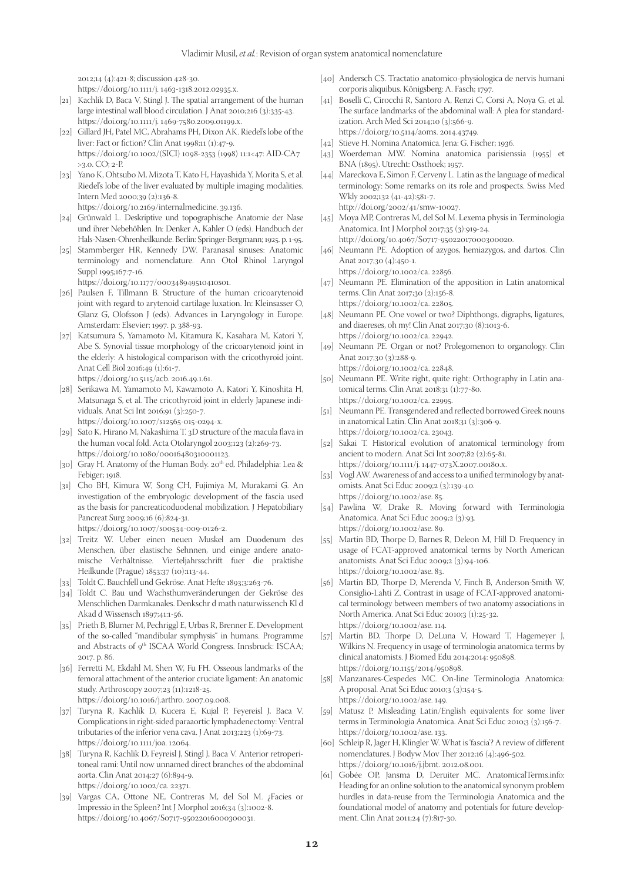2012;14 (4):421-8; discussion 428-30.
https://doi.org/10.1111/j. 1463-1318.2012.02935.x.

[21] Kachlík D, Baca V, Stingl J. The spatial arrangement of the human large intestinal wall blood circulation. J Anat 2010;216 (3):335-43. https://doi.org/10.1111/j. 1469-7580.2009.01199.x.

[22] Gillard JH, Patel MC, Abrahams PH, Dixon AK. Riedel's lobe of the liver: Fact or fiction? Clin Anat 1998;11 (1):47-9. https://doi.org/10.1002/(SICI) 1098-2353 (1998) 11:1<47: AID-CA7 >3.0. CO; 2-P.

[23] Yano K, Ohtsubo M, Mizota T, Kato H, Hayashida Y, Morita S, et al. Riedel's lobe of the liver evaluated by multiple imaging modalities. Intern Med 2000;39 (2):136-8.
https://doi.org/10.2169/internalmedicine. 39.136.

[24] Grünwald L. Deskriptive und topographische Anatomie der Nase und ihrer Nebehöhlen. In: Denker A, Kahler O (eds). Handbuch der Hals-Nasen-Ohrenheilkunde. Berlin: Springer-Bergmann; 1925. p. 1-95.

[25] Stammberger HR, Kennedy DW. Paranasal sinuses: Anatomic terminology and nomenclature. Ann Otol Rhinol Laryngol Suppl 1995;167:7-16.
https://doi.org/10.1177/000348949510410s01.

[26] Paulsen F, Tillmann B. Structure of the human cricoarytenoid joint with regard to arytenoid cartilage luxation. In: Kleinsasser O, Glanz G, Olofsson J (eds). Advances in Laryngology in Europe. Amsterdam: Elsevier; 1997. p. 388-93.

[27] Katsumura S, Yamamoto M, Kitamura K, Kasahara M, Katori Y, Abe S. Synovial tissue morphology of the cricoarytenoid joint in the elderly: A histological comparison with the cricothyroid joint. Anat Cell Biol 2016;49 (1):61-7.
https://doi.org/10.5115/acb. 2016.49.1.61.

[28] Serikawa M, Yamamoto M, Kawamoto A, Katori Y, Kinoshita H, Matsunaga S, et al. The cricothyroid joint in elderly Japanese individuals. Anat Sci Int 2016;91 (3):250-7.
https://doi.org/10.1007/s12565-015-0294-x.

[29] Sato K, Hirano M, Nakashima T. 3D structure of the macula flava in the human vocal fold. Acta Otolaryngol 2003;123 (2):269-73. https://doi.org/10.1080/0016480310001123.

[30] Gray H. Anatomy of the Human Body. 20th ed. Philadelphia: Lea & Febiger; 1918.

[31] Cho BH, Kimura W, Song CH, Fujimiya M, Murakami G. An investigation of the embryologic development of the fascia used as the basis for pancreaticoduodenal mobilization. J Hepatobiliary Pancreat Surg 2009;16 (6):824-31.
https://doi.org/10.1007/s00534-009-0126-2.

[32] Treitz W. Ueber einen neuen Muskel am Duodenum des Menschen, über elastische Sehnnen, und einige andere anatomische Verhältnisse. Vierteljahrsschrift fuer die praktishe Heilkunde (Prague) 1853;37 (10):113-44.

[33] Toldt C. Bauchfell und Gekröse. Anat Hefte 1893;3:263-76.

[34] Toldt C. Bau und Wachsthumveränderungen der Gekröse des Menschlichen Darmkanales. Denkschr d math naturwissench Kl d Akad d Wissensch 1897;41:1-56.

[35] Prieth B, Blumer M, Pechriggl E, Urbas R, Brenner E. Development of the so-called "mandibular symphysis" in humans. Programme and Abstracts of 9th ISCAA World Congress. Innsbruck: ISCAA; 2017. p. 86.

[36] Ferretti M, Ekdahl M, Shen W, Fu FH. Osseous landmarks of the femoral attachment of the anterior cruciate ligament: An anatomic study. Arthroscopy 2007;23 (11):1218-25.
https://doi.org/10.1016/j.arthro. 2007.09.008.

[37] Turyna R, Kachlik D, Kucera E, Kujal P, Feyereisl J, Baca V. Complications in right-sided paraaortic lymphadenectomy: Ventral tributaries of the inferior vena cava. J Anat 2013;223 (1):69-73. https://doi.org/10.1111/joa. 12064.

[38] Turyna R, Kachlik D, Feyreisl J, Stingl J, Baca V. Anterior retroperitoneal rami: Until now unnamed direct branches of the abdominal aorta. Clin Anat 2014;27 (6):894-9.
https://doi.org/10.1002/ca. 22371.

[39] Vargas CA, Ottone NE, Contreras M, del Sol M. ¿Facies or Impressio in the Spleen? Int J Morphol 2016;34 (3):1002-8. https://doi.org/10.4067/S0717-95022016000300031.

[40] Andersch CS. Tractatio anatomico-physiologica de nervis humani corporis aliquibus. Königsberg: A. Fasch; 1797.

[41] Boselli C, Cirocchi R, Santoro A, Renzi C, Corsi A, Noya G, et al. The surface landmarks of the abdominal wall: A plea for standardization. Arch Med Sci 2014;10 (3):566-9.
https://doi.org/10.5114/aoms. 2014.43749.

[42] Stieve H. Nomina Anatomica. Jena: G. Fischer; 1936.

[43] Woerdeman MW. Nomina anatomica parisienssia (1955) et BNA (1895). Utrecht: Ossthoek; 1957.

[44] Mareckova E, Simon F, Cerveny L. Latin as the language of medical terminology: Some remarks on its role and prospects. Swiss Med Wkly 2002;132 (41-42):581-7.
http://doi.org/2002/41/smw-10027.

[45] Moya MP, Contreras M, del Sol M. Lexema physis in Terminologia Anatomica. Int J Morphol 2017;35 (3):919-24.
http://doi.org/10.4067/S0717-95022017000300020.

[46] Neumann PE. Adoption of azygos, hemiazygos, and dartos. Clin Anat 2017;30 (4):450-1.
https://doi.org/10.1002/ca. 22856.

[47] Neumann PE. Elimination of the apposition in Latin anatomical terms. Clin Anat 2017;30 (2):156-8.
https://doi.org/10.1002/ca. 22805.

[48] Neumann PE. One vowel or two? Diphthongs, digraphs, ligatures, and diaereses, oh my! Clin Anat 2017;30 (8):1013-6.
https://doi.org/10.1002/ca. 22942.

[49] Neumann PE. Organ or not? Prolegomenon to organology. Clin Anat 2017;30 (3):288-9.
https://doi.org/10.1002/ca. 22848.

[50] Neumann PE. Write right, quite right: Orthography in Latin anatomical terms. Clin Anat 2018;31 (1):77-80.
https://doi.org/10.1002/ca. 22995.

[51] Neumann PE. Transgendered and reflected borrowed Greek nouns in anatomical Latin. Clin Anat 2018;31 (3):306-9.
https://doi.org/10.1002/ca. 23043.

[52] Sakai T. Historical evolution of anatomical terminology from ancient to modern. Anat Sci Int 2007;82 (2):65-81.
https://doi.org/10.1111/j. 1447-073X.2007.00180.x.

[53] Vogl AW. Awareness of and access to a unified terminology by anatomists. Anat Sci Educ 2009;2 (3):139-40.
https://doi.org/10.1002/ase. 85.

[54] Pawlina W, Drake R. Moving forward with Terminologia Anatomica. Anat Sci Educ 2009;2 (3):93.
https://doi.org/10.1002/ase. 89.

[55] Martin BD, Thorpe D, Barnes R, Deleon M, Hill D. Frequency in usage of FCAT-approved anatomical terms by North American anatomists. Anat Sci Educ 2009;2 (3):94-106.
https://doi.org/10.1002/ase. 83.

[56] Martin BD, Thorpe D, Merenda V, Finch B, Anderson-Smith W, Consiglio-Lahti Z. Contrast in usage of FCAT-approved anatomical terminology between members of two anatomy associations in North America. Anat Sci Educ 2010;3 (1):25-32.
https://doi.org/10.1002/ase. 114.

[57] Martin BD, Thorpe D, DeLuna V, Howard T, Hagemeyer J, Wilkins N. Frequency in usage of terminologia anatomica terms by clinical anatomists. J Biomed Edu 2014;2014: 950898.
https://doi.org/10.1155/2014/950898.

[58] Manzanares-Cespedes MC. On-line Terminologia Anatomica: A proposal. Anat Sci Educ 2010;3 (3):154-5.
https://doi.org/10.1002/ase. 149.

[59] Matusz P. Misleading Latin/English equivalents for some liver terms in Terminologia Anatomica. Anat Sci Educ 2010;3 (3):156-7. https://doi.org/10.1002/ase. 133.

[60] Schleip R, Jager H, Klingler W. What is 'fascia'? A review of different nomenclatures. J Bodyw Mov Ther 2012;16 (4):496-502.
https://doi.org/10.1016/j.jbmt. 2012.08.001.

[61] Gobée OP, Jansma D, Deruiter MC. AnatomicalTerms.info: Heading for an online solution to the anatomical synonym problem hurdles in data-reuse from the Terminologia Anatomica and the foundational model of anatomy and potentials for future development. Clin Anat 2011;24 (7):817-30.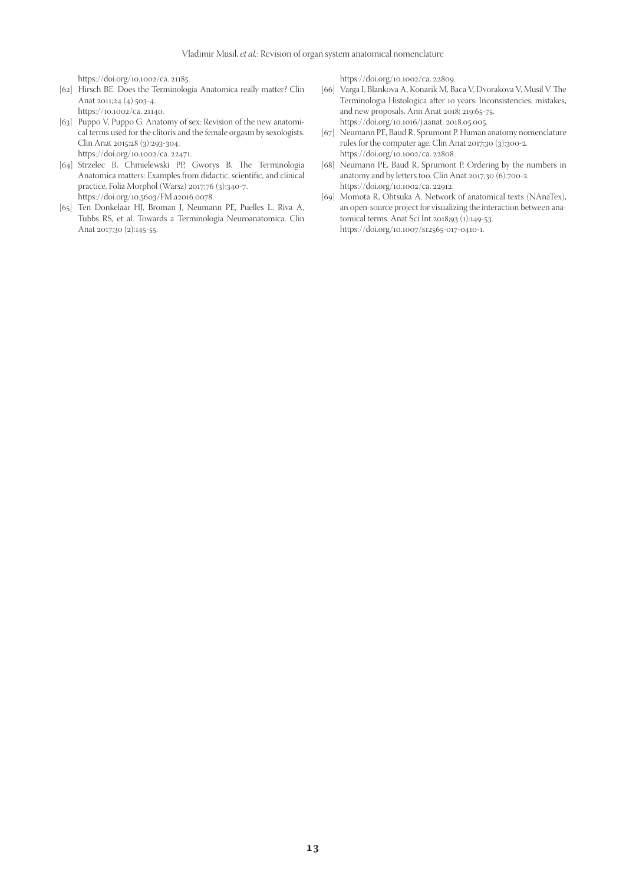https://doi.org/10.1002/ca. 21185.

[62] Hirsch BE. Does the Terminologia Anatomica really matter? Clin Anat 2011;24 (4):503-4.
https://10.1002/ca. 21140.

[63] Puppo V, Puppo G. Anatomy of sex: Revision of the new anatomical terms used for the clitoris and the female orgasm by sexologists. Clin Anat 2015;28 (3):293-304.
https://doi.org/10.1002/ca. 22471.

[64] Strzelec B, Chmielewski PP, Gworys B. The Terminologia Anatomica matters: Examples from didactic, scientific, and clinical practice. Folia Morphol (Warsz) 2017;76 (3):340-7.
https://doi.org/10.5603/FM.a2016.0078.

[65] Ten Donkelaar HJ, Broman J, Neumann PE, Puelles L, Riva A, Tubbs RS, et al. Towards a Terminologia Neuroanatomica. Clin Anat 2017;30 (2):145-55.
https://doi.org/10.1002/ca. 22809.

[66] Varga I, Blankova A, Konarik M, Baca V, Dvorakova V, Musil V. The Terminologia Histologica after 10 years: Inconsistencies, mistakes, and new proposals. Ann Anat 2018; 219:65-75.
https://doi.org/10.1016/j.aanat. 2018.05.005.

[67] Neumann PE, Baud R, Sprumont P. Human anatomy nomenclature rules for the computer age. Clin Anat 2017;30 (3):300-2.
https://doi.org/10.1002/ca. 22808.

[68] Neumann PE, Baud R, Sprumont P. Ordering by the numbers in anatomy and by letters too. Clin Anat 2017;30 (6):700-2.
https://doi.org/10.1002/ca. 22912.

[69] Momota R, Ohtsuka A. Network of anatomical texts (NAnaTex), an open-source project for visualizing the interaction between anatomical terms. Anat Sci Int 2018;93 (1):149-53.
https://doi.org/10.1007/s12565-017-0410-1.